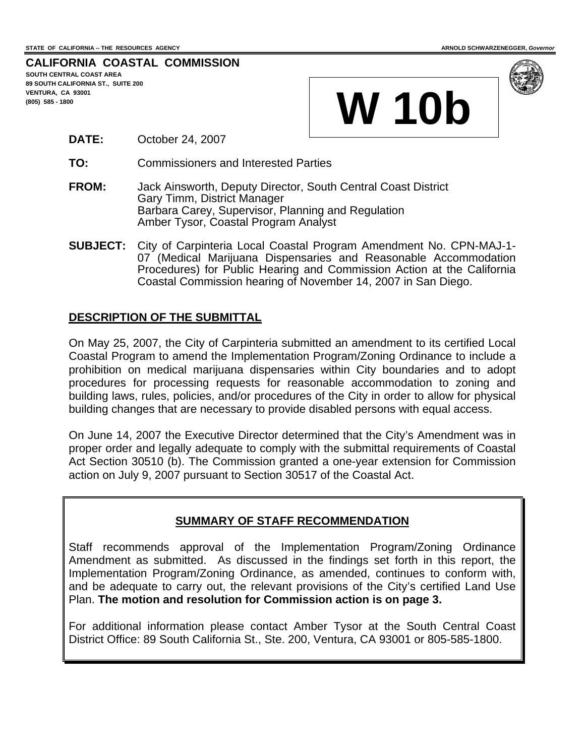STATE OF CALIFORNIA -- THE RESOURCES AGENCY

ARNOLD SCHWARZENEGGER, *Governor*

**CALIFORNIA COASTAL COMMISSION**

SOUTH CENTRAL COAST AREA
89 SOUTH CALIFORNIA ST., SUITE 200
VENTURA, CA 93001
(805) 585 - 1800

# W 10b

**DATE:** October 24, 2007

**TO:** Commissioners and Interested Parties

**FROM:** Jack Ainsworth, Deputy Director, South Central Coast District
Gary Timm, District Manager
Barbara Carey, Supervisor, Planning and Regulation
Amber Tysor, Coastal Program Analyst

**SUBJECT:** City of Carpinteria Local Coastal Program Amendment No. CPN-MAJ-1-07 (Medical Marijuana Dispensaries and Reasonable Accommodation Procedures) for Public Hearing and Commission Action at the California Coastal Commission hearing of November 14, 2007 in San Diego.

## DESCRIPTION OF THE SUBMITTAL

On May 25, 2007, the City of Carpinteria submitted an amendment to its certified Local Coastal Program to amend the Implementation Program/Zoning Ordinance to include a prohibition on medical marijuana dispensaries within City boundaries and to adopt procedures for processing requests for reasonable accommodation to zoning and building laws, rules, policies, and/or procedures of the City in order to allow for physical building changes that are necessary to provide disabled persons with equal access.

On June 14, 2007 the Executive Director determined that the City's Amendment was in proper order and legally adequate to comply with the submittal requirements of Coastal Act Section 30510 (b). The Commission granted a one-year extension for Commission action on July 9, 2007 pursuant to Section 30517 of the Coastal Act.

## SUMMARY OF STAFF RECOMMENDATION

Staff recommends approval of the Implementation Program/Zoning Ordinance Amendment as submitted. As discussed in the findings set forth in this report, the Implementation Program/Zoning Ordinance, as amended, continues to conform with, and be adequate to carry out, the relevant provisions of the City's certified Land Use Plan. **The motion and resolution for Commission action is on page 3.**

For additional information please contact Amber Tysor at the South Central Coast District Office: 89 South California St., Ste. 200, Ventura, CA 93001 or 805-585-1800.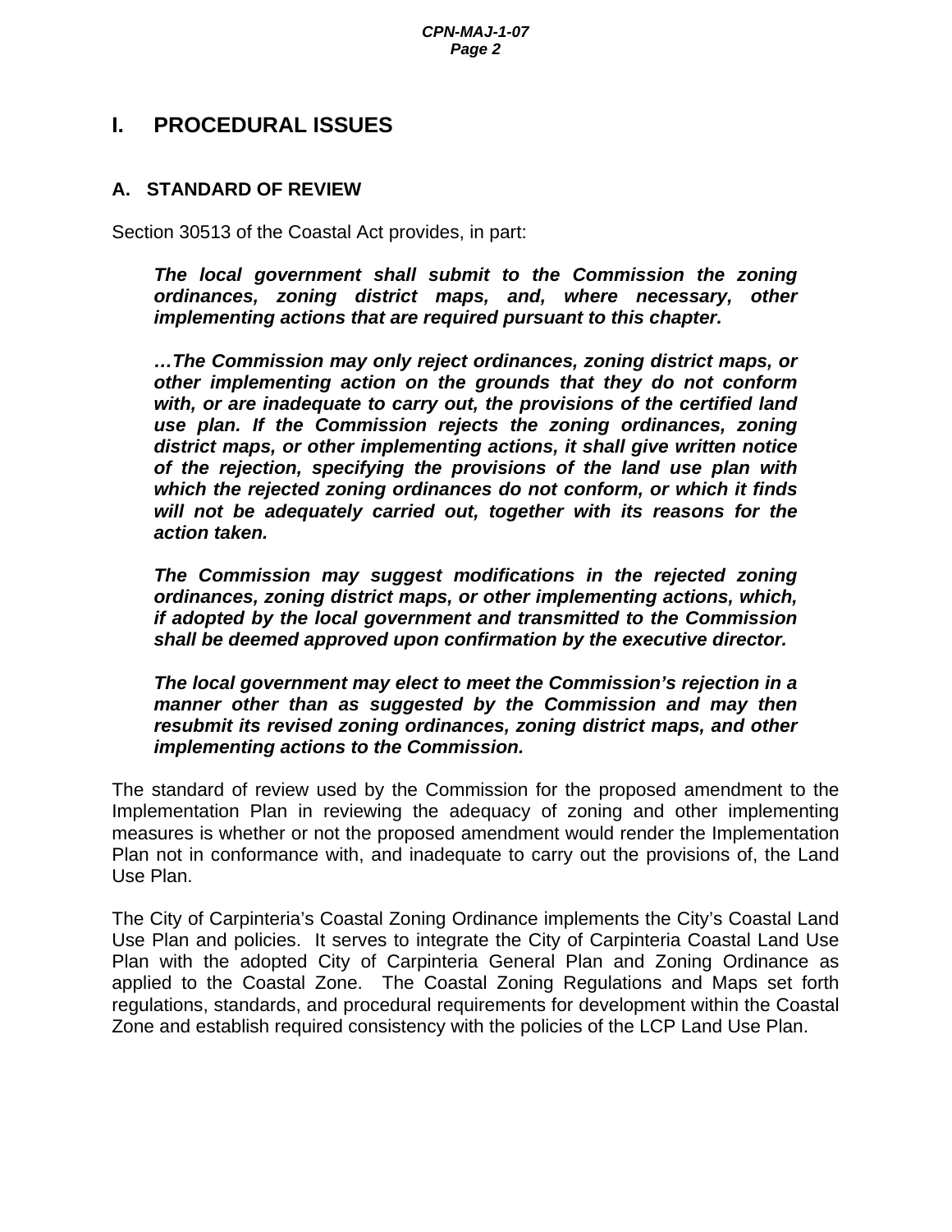# I. PROCEDURAL ISSUES

## A. STANDARD OF REVIEW

Section 30513 of the Coastal Act provides, in part:

> ***The local government shall submit to the Commission the zoning ordinances, zoning district maps, and, where necessary, other implementing actions that are required pursuant to this chapter.***
>
> ***…The Commission may only reject ordinances, zoning district maps, or other implementing action on the grounds that they do not conform with, or are inadequate to carry out, the provisions of the certified land use plan. If the Commission rejects the zoning ordinances, zoning district maps, or other implementing actions, it shall give written notice of the rejection, specifying the provisions of the land use plan with which the rejected zoning ordinances do not conform, or which it finds will not be adequately carried out, together with its reasons for the action taken.***
>
> ***The Commission may suggest modifications in the rejected zoning ordinances, zoning district maps, or other implementing actions, which, if adopted by the local government and transmitted to the Commission shall be deemed approved upon confirmation by the executive director.***
>
> ***The local government may elect to meet the Commission's rejection in a manner other than as suggested by the Commission and may then resubmit its revised zoning ordinances, zoning district maps, and other implementing actions to the Commission.***

The standard of review used by the Commission for the proposed amendment to the Implementation Plan in reviewing the adequacy of zoning and other implementing measures is whether or not the proposed amendment would render the Implementation Plan not in conformance with, and inadequate to carry out the provisions of, the Land Use Plan.

The City of Carpinteria's Coastal Zoning Ordinance implements the City's Coastal Land Use Plan and policies. It serves to integrate the City of Carpinteria Coastal Land Use Plan with the adopted City of Carpinteria General Plan and Zoning Ordinance as applied to the Coastal Zone. The Coastal Zoning Regulations and Maps set forth regulations, standards, and procedural requirements for development within the Coastal Zone and establish required consistency with the policies of the LCP Land Use Plan.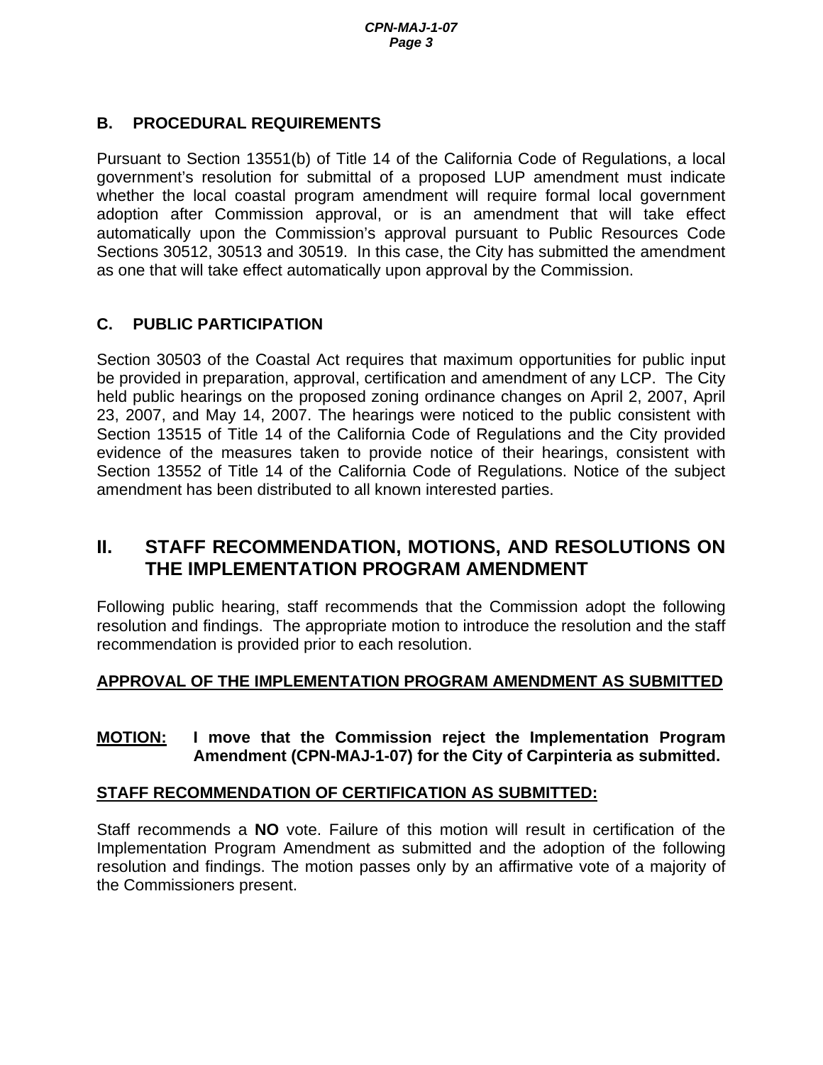### B. PROCEDURAL REQUIREMENTS

Pursuant to Section 13551(b) of Title 14 of the California Code of Regulations, a local government's resolution for submittal of a proposed LUP amendment must indicate whether the local coastal program amendment will require formal local government adoption after Commission approval, or is an amendment that will take effect automatically upon the Commission's approval pursuant to Public Resources Code Sections 30512, 30513 and 30519. In this case, the City has submitted the amendment as one that will take effect automatically upon approval by the Commission.

### C. PUBLIC PARTICIPATION

Section 30503 of the Coastal Act requires that maximum opportunities for public input be provided in preparation, approval, certification and amendment of any LCP. The City held public hearings on the proposed zoning ordinance changes on April 2, 2007, April 23, 2007, and May 14, 2007. The hearings were noticed to the public consistent with Section 13515 of Title 14 of the California Code of Regulations and the City provided evidence of the measures taken to provide notice of their hearings, consistent with Section 13552 of Title 14 of the California Code of Regulations. Notice of the subject amendment has been distributed to all known interested parties.

## II. STAFF RECOMMENDATION, MOTIONS, AND RESOLUTIONS ON THE IMPLEMENTATION PROGRAM AMENDMENT

Following public hearing, staff recommends that the Commission adopt the following resolution and findings. The appropriate motion to introduce the resolution and the staff recommendation is provided prior to each resolution.

**APPROVAL OF THE IMPLEMENTATION PROGRAM AMENDMENT AS SUBMITTED**

**MOTION:** **I move that the Commission reject the Implementation Program Amendment (CPN-MAJ-1-07) for the City of Carpinteria as submitted.**

**STAFF RECOMMENDATION OF CERTIFICATION AS SUBMITTED:**

Staff recommends a **NO** vote. Failure of this motion will result in certification of the Implementation Program Amendment as submitted and the adoption of the following resolution and findings. The motion passes only by an affirmative vote of a majority of the Commissioners present.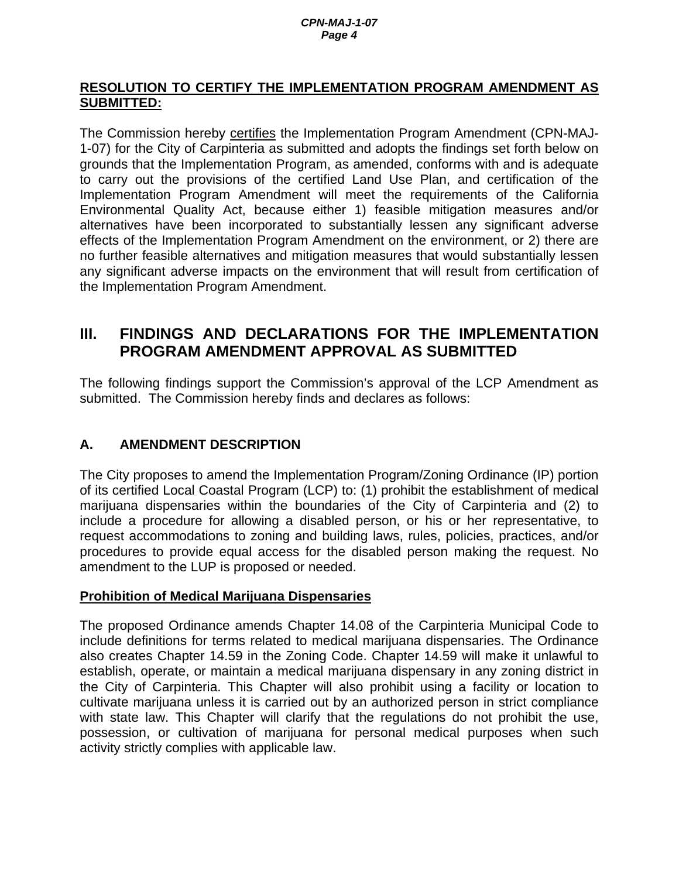**RESOLUTION TO CERTIFY THE IMPLEMENTATION PROGRAM AMENDMENT AS SUBMITTED:**

The Commission hereby certifies the Implementation Program Amendment (CPN-MAJ-1-07) for the City of Carpinteria as submitted and adopts the findings set forth below on grounds that the Implementation Program, as amended, conforms with and is adequate to carry out the provisions of the certified Land Use Plan, and certification of the Implementation Program Amendment will meet the requirements of the California Environmental Quality Act, because either 1) feasible mitigation measures and/or alternatives have been incorporated to substantially lessen any significant adverse effects of the Implementation Program Amendment on the environment, or 2) there are no further feasible alternatives and mitigation measures that would substantially lessen any significant adverse impacts on the environment that will result from certification of the Implementation Program Amendment.

## III. FINDINGS AND DECLARATIONS FOR THE IMPLEMENTATION PROGRAM AMENDMENT APPROVAL AS SUBMITTED

The following findings support the Commission's approval of the LCP Amendment as submitted. The Commission hereby finds and declares as follows:

### A. AMENDMENT DESCRIPTION

The City proposes to amend the Implementation Program/Zoning Ordinance (IP) portion of its certified Local Coastal Program (LCP) to: (1) prohibit the establishment of medical marijuana dispensaries within the boundaries of the City of Carpinteria and (2) to include a procedure for allowing a disabled person, or his or her representative, to request accommodations to zoning and building laws, rules, policies, practices, and/or procedures to provide equal access for the disabled person making the request. No amendment to the LUP is proposed or needed.

**Prohibition of Medical Marijuana Dispensaries**

The proposed Ordinance amends Chapter 14.08 of the Carpinteria Municipal Code to include definitions for terms related to medical marijuana dispensaries. The Ordinance also creates Chapter 14.59 in the Zoning Code. Chapter 14.59 will make it unlawful to establish, operate, or maintain a medical marijuana dispensary in any zoning district in the City of Carpinteria. This Chapter will also prohibit using a facility or location to cultivate marijuana unless it is carried out by an authorized person in strict compliance with state law. This Chapter will clarify that the regulations do not prohibit the use, possession, or cultivation of marijuana for personal medical purposes when such activity strictly complies with applicable law.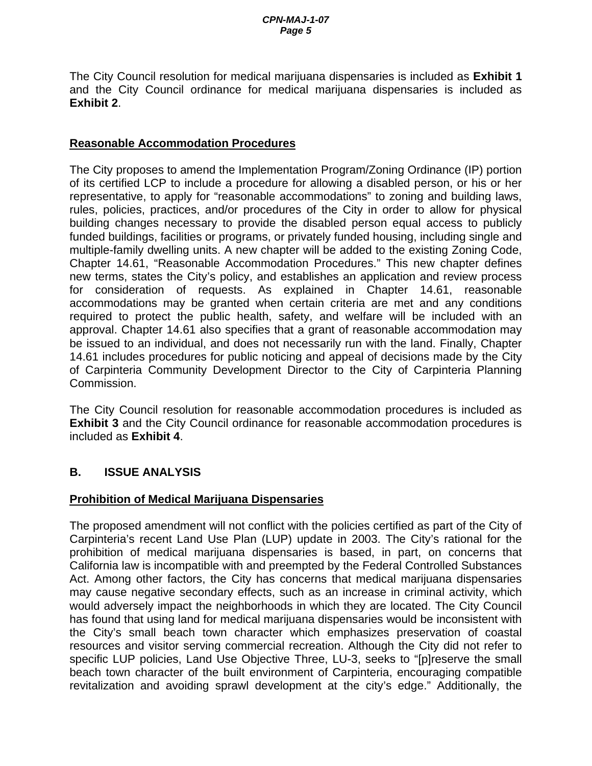The City Council resolution for medical marijuana dispensaries is included as **Exhibit 1** and the City Council ordinance for medical marijuana dispensaries is included as **Exhibit 2**.

**Reasonable Accommodation Procedures**

The City proposes to amend the Implementation Program/Zoning Ordinance (IP) portion of its certified LCP to include a procedure for allowing a disabled person, or his or her representative, to apply for "reasonable accommodations" to zoning and building laws, rules, policies, practices, and/or procedures of the City in order to allow for physical building changes necessary to provide the disabled person equal access to publicly funded buildings, facilities or programs, or privately funded housing, including single and multiple-family dwelling units. A new chapter will be added to the existing Zoning Code, Chapter 14.61, "Reasonable Accommodation Procedures." This new chapter defines new terms, states the City's policy, and establishes an application and review process for consideration of requests. As explained in Chapter 14.61, reasonable accommodations may be granted when certain criteria are met and any conditions required to protect the public health, safety, and welfare will be included with an approval. Chapter 14.61 also specifies that a grant of reasonable accommodation may be issued to an individual, and does not necessarily run with the land. Finally, Chapter 14.61 includes procedures for public noticing and appeal of decisions made by the City of Carpinteria Community Development Director to the City of Carpinteria Planning Commission.

The City Council resolution for reasonable accommodation procedures is included as **Exhibit 3** and the City Council ordinance for reasonable accommodation procedures is included as **Exhibit 4**.

## B. ISSUE ANALYSIS

**Prohibition of Medical Marijuana Dispensaries**

The proposed amendment will not conflict with the policies certified as part of the City of Carpinteria's recent Land Use Plan (LUP) update in 2003. The City's rational for the prohibition of medical marijuana dispensaries is based, in part, on concerns that California law is incompatible with and preempted by the Federal Controlled Substances Act. Among other factors, the City has concerns that medical marijuana dispensaries may cause negative secondary effects, such as an increase in criminal activity, which would adversely impact the neighborhoods in which they are located. The City Council has found that using land for medical marijuana dispensaries would be inconsistent with the City's small beach town character which emphasizes preservation of coastal resources and visitor serving commercial recreation. Although the City did not refer to specific LUP policies, Land Use Objective Three, LU-3, seeks to "[p]reserve the small beach town character of the built environment of Carpinteria, encouraging compatible revitalization and avoiding sprawl development at the city's edge." Additionally, the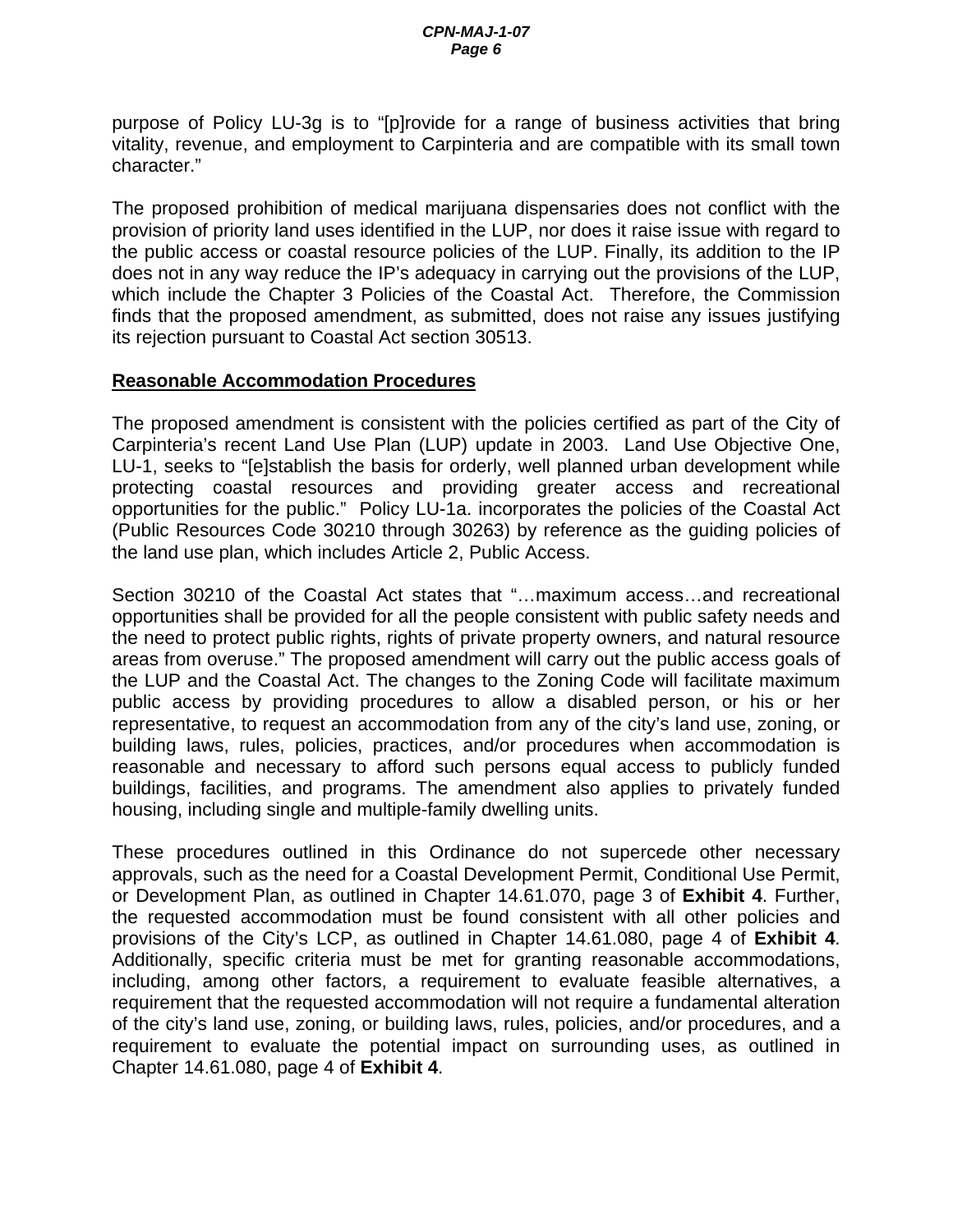purpose of Policy LU-3g is to "[p]rovide for a range of business activities that bring vitality, revenue, and employment to Carpinteria and are compatible with its small town character."

The proposed prohibition of medical marijuana dispensaries does not conflict with the provision of priority land uses identified in the LUP, nor does it raise issue with regard to the public access or coastal resource policies of the LUP. Finally, its addition to the IP does not in any way reduce the IP's adequacy in carrying out the provisions of the LUP, which include the Chapter 3 Policies of the Coastal Act. Therefore, the Commission finds that the proposed amendment, as submitted, does not raise any issues justifying its rejection pursuant to Coastal Act section 30513.

**Reasonable Accommodation Procedures**

The proposed amendment is consistent with the policies certified as part of the City of Carpinteria's recent Land Use Plan (LUP) update in 2003. Land Use Objective One, LU-1, seeks to "[e]stablish the basis for orderly, well planned urban development while protecting coastal resources and providing greater access and recreational opportunities for the public." Policy LU-1a. incorporates the policies of the Coastal Act (Public Resources Code 30210 through 30263) by reference as the guiding policies of the land use plan, which includes Article 2, Public Access.

Section 30210 of the Coastal Act states that "…maximum access…and recreational opportunities shall be provided for all the people consistent with public safety needs and the need to protect public rights, rights of private property owners, and natural resource areas from overuse." The proposed amendment will carry out the public access goals of the LUP and the Coastal Act. The changes to the Zoning Code will facilitate maximum public access by providing procedures to allow a disabled person, or his or her representative, to request an accommodation from any of the city's land use, zoning, or building laws, rules, policies, practices, and/or procedures when accommodation is reasonable and necessary to afford such persons equal access to publicly funded buildings, facilities, and programs. The amendment also applies to privately funded housing, including single and multiple-family dwelling units.

These procedures outlined in this Ordinance do not supercede other necessary approvals, such as the need for a Coastal Development Permit, Conditional Use Permit, or Development Plan, as outlined in Chapter 14.61.070, page 3 of **Exhibit 4**. Further, the requested accommodation must be found consistent with all other policies and provisions of the City's LCP, as outlined in Chapter 14.61.080, page 4 of **Exhibit 4**. Additionally, specific criteria must be met for granting reasonable accommodations, including, among other factors, a requirement to evaluate feasible alternatives, a requirement that the requested accommodation will not require a fundamental alteration of the city's land use, zoning, or building laws, rules, policies, and/or procedures, and a requirement to evaluate the potential impact on surrounding uses, as outlined in Chapter 14.61.080, page 4 of **Exhibit 4**.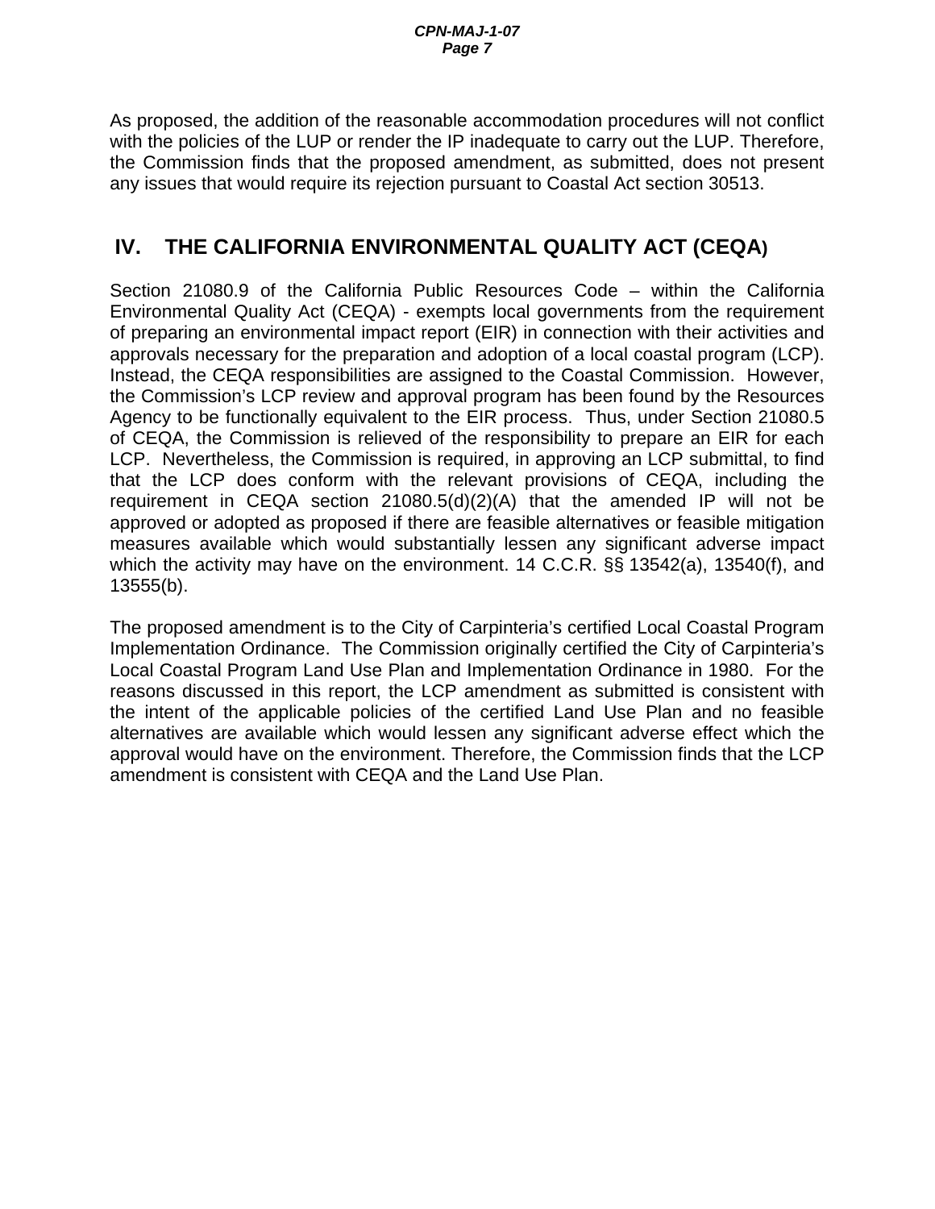As proposed, the addition of the reasonable accommodation procedures will not conflict with the policies of the LUP or render the IP inadequate to carry out the LUP. Therefore, the Commission finds that the proposed amendment, as submitted, does not present any issues that would require its rejection pursuant to Coastal Act section 30513.

## IV. THE CALIFORNIA ENVIRONMENTAL QUALITY ACT (CEQA)

Section 21080.9 of the California Public Resources Code – within the California Environmental Quality Act (CEQA) - exempts local governments from the requirement of preparing an environmental impact report (EIR) in connection with their activities and approvals necessary for the preparation and adoption of a local coastal program (LCP). Instead, the CEQA responsibilities are assigned to the Coastal Commission. However, the Commission's LCP review and approval program has been found by the Resources Agency to be functionally equivalent to the EIR process. Thus, under Section 21080.5 of CEQA, the Commission is relieved of the responsibility to prepare an EIR for each LCP. Nevertheless, the Commission is required, in approving an LCP submittal, to find that the LCP does conform with the relevant provisions of CEQA, including the requirement in CEQA section 21080.5(d)(2)(A) that the amended IP will not be approved or adopted as proposed if there are feasible alternatives or feasible mitigation measures available which would substantially lessen any significant adverse impact which the activity may have on the environment. 14 C.C.R. §§ 13542(a), 13540(f), and 13555(b).

The proposed amendment is to the City of Carpinteria's certified Local Coastal Program Implementation Ordinance. The Commission originally certified the City of Carpinteria's Local Coastal Program Land Use Plan and Implementation Ordinance in 1980. For the reasons discussed in this report, the LCP amendment as submitted is consistent with the intent of the applicable policies of the certified Land Use Plan and no feasible alternatives are available which would lessen any significant adverse effect which the approval would have on the environment. Therefore, the Commission finds that the LCP amendment is consistent with CEQA and the Land Use Plan.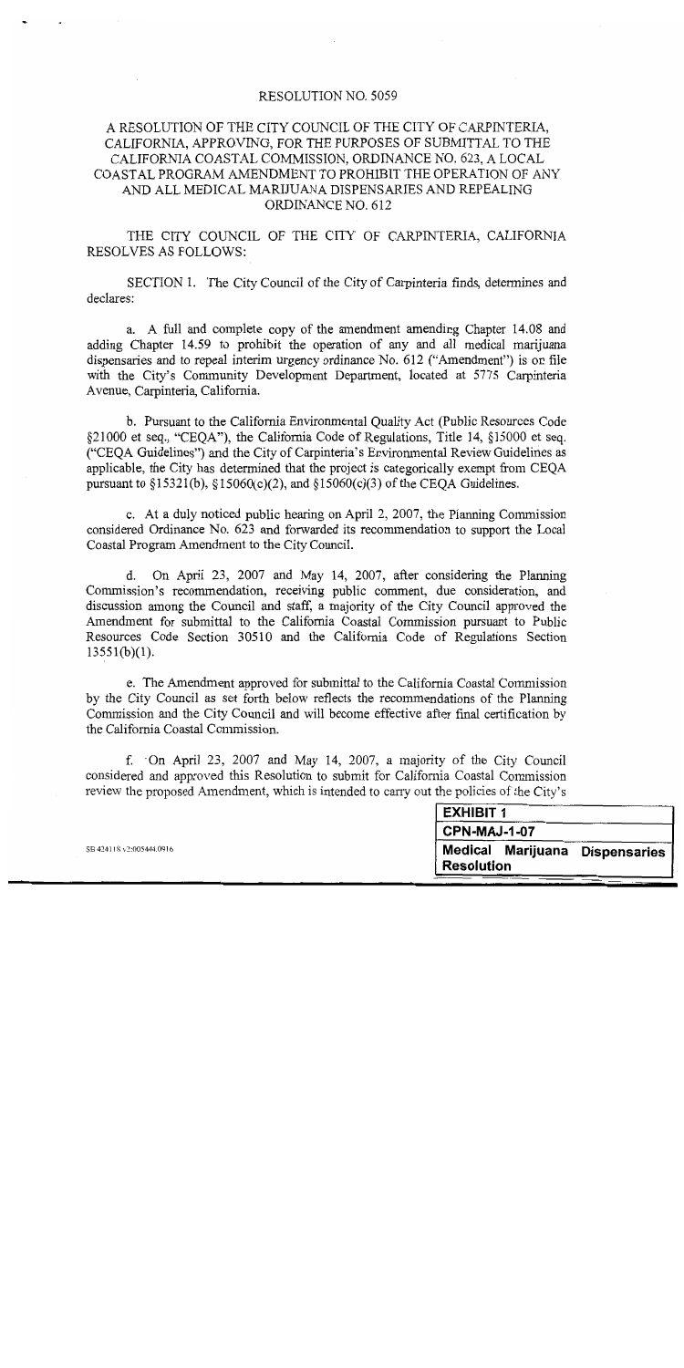# RESOLUTION NO. 5059

## A RESOLUTION OF THE CITY COUNCIL OF THE CITY OF CARPINTERIA, CALIFORNIA, APPROVING, FOR THE PURPOSES OF SUBMITTAL TO THE CALIFORNIA COASTAL COMMISSION, ORDINANCE NO. 623, A LOCAL COASTAL PROGRAM AMENDMENT TO PROHIBIT THE OPERATION OF ANY AND ALL MEDICAL MARIJUANA DISPENSARIES AND REPEALING ORDINANCE NO. 612

THE CITY COUNCIL OF THE CITY OF CARPINTERIA, CALIFORNIA RESOLVES AS FOLLOWS:

SECTION 1. The City Council of the City of Carpinteria finds, determines and declares:

a. A full and complete copy of the amendment amending Chapter 14.08 and adding Chapter 14.59 to prohibit the operation of any and all medical marijuana dispensaries and to repeal interim urgency ordinance No. 612 ("Amendment") is on file with the City's Community Development Department, located at 5775 Carpinteria Avenue, Carpinteria, California.

b. Pursuant to the California Environmental Quality Act (Public Resources Code §21000 et seq., "CEQA"), the California Code of Regulations, Title 14, §15000 et seq. ("CEQA Guidelines") and the City of Carpinteria's Environmental Review Guidelines as applicable, the City has determined that the project is categorically exempt from CEQA pursuant to §15321(b), §15060(c)(2), and §15060(c)(3) of the CEQA Guidelines.

c. At a duly noticed public hearing on April 2, 2007, the Planning Commission considered Ordinance No. 623 and forwarded its recommendation to support the Local Coastal Program Amendment to the City Council.

d. On April 23, 2007 and May 14, 2007, after considering the Planning Commission's recommendation, receiving public comment, due consideration, and discussion among the Council and staff, a majority of the City Council approved the Amendment for submittal to the California Coastal Commission pursuant to Public Resources Code Section 30510 and the California Code of Regulations Section 13551(b)(1).

e. The Amendment approved for submittal to the California Coastal Commission by the City Council as set forth below reflects the recommendations of the Planning Commission and the City Council and will become effective after final certification by the California Coastal Commission.

f. On April 23, 2007 and May 14, 2007, a majority of the City Council considered and approved this Resolution to submit for California Coastal Commission review the proposed Amendment, which is intended to carry out the policies of the City's

SB 424118 v2:005444.0916

| EXHIBIT 1 |
|---|
| CPN-MAJ-1-07 |
| Medical Marijuana Dispensaries Resolution |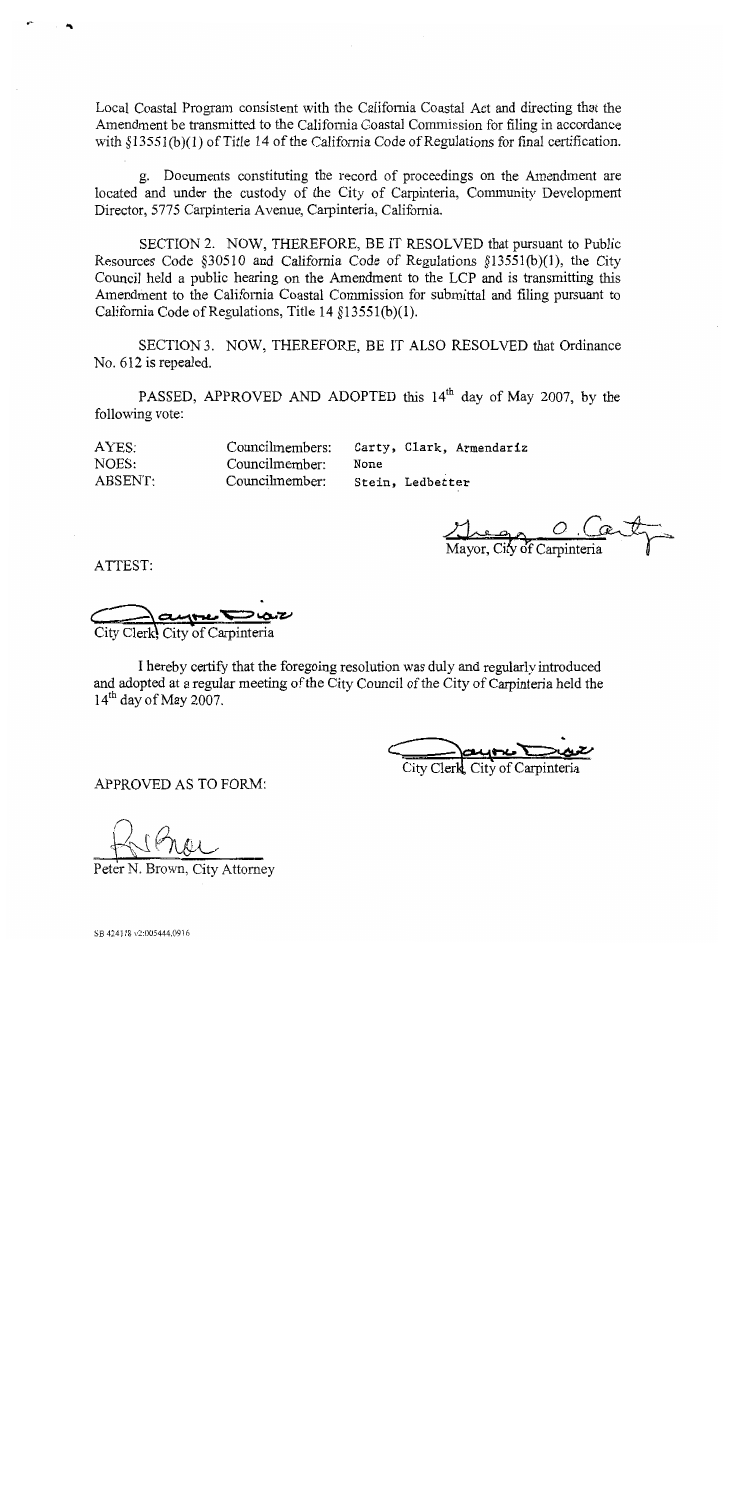Local Coastal Program consistent with the California Coastal Act and directing that the Amendment be transmitted to the California Coastal Commission for filing in accordance with §13551(b)(1) of Title 14 of the California Code of Regulations for final certification.

g. Documents constituting the record of proceedings on the Amendment are located and under the custody of the City of Carpinteria, Community Development Director, 5775 Carpinteria Avenue, Carpinteria, California.

SECTION 2. NOW, THEREFORE, BE IT RESOLVED that pursuant to Public Resources Code §30510 and California Code of Regulations §13551(b)(1), the City Council held a public hearing on the Amendment to the LCP and is transmitting this Amendment to the California Coastal Commission for submittal and filing pursuant to California Code of Regulations, Title 14 §13551(b)(1).

SECTION 3. NOW, THEREFORE, BE IT ALSO RESOLVED that Ordinance No. 612 is repealed.

PASSED, APPROVED AND ADOPTED this 14[th] day of May 2007, by the following vote:

| | | |
|---|---|---|
| AYES: | Councilmembers: | Carty, Clark, Armendariz |
| NOES: | Councilmember: | None |
| ABSENT: | Councilmember: | Stein, Ledbetter |

Mayor, City of Carpinteria

ATTEST:

City Clerk City of Carpinteria

I hereby certify that the foregoing resolution was duly and regularly introduced and adopted at a regular meeting of the City Council of the City of Carpinteria held the 14[th] day of May 2007.

City Clerk, City of Carpinteria

APPROVED AS TO FORM:

Peter N. Brown, City Attorney

SB 424178 v2:005444.0916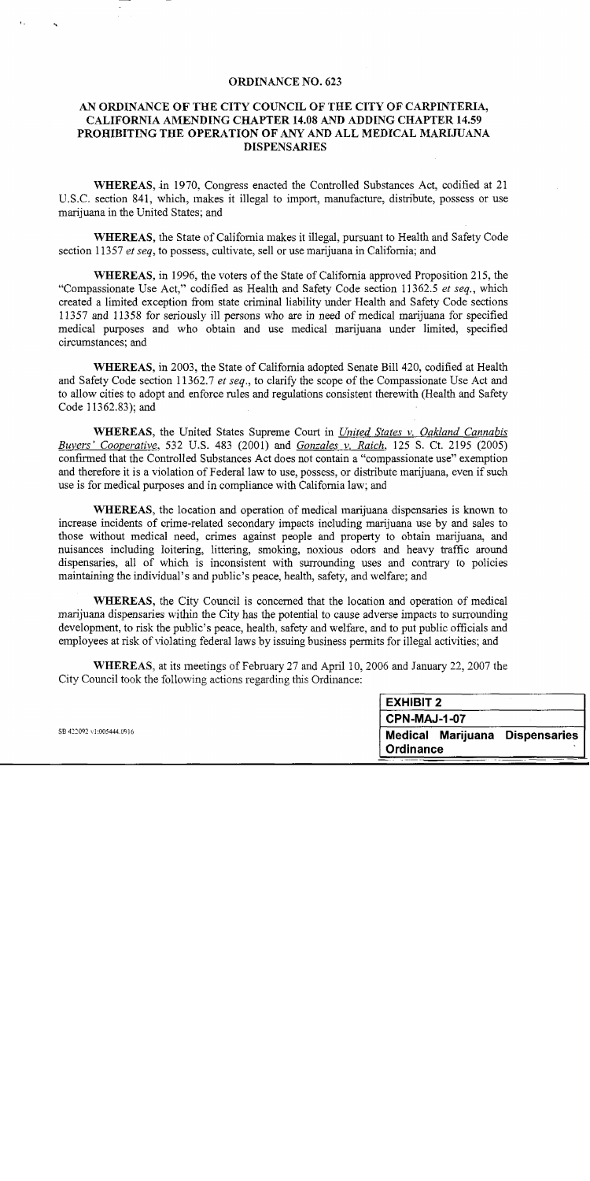# ORDINANCE NO. 623

## AN ORDINANCE OF THE CITY COUNCIL OF THE CITY OF CARPINTERIA, CALIFORNIA AMENDING CHAPTER 14.08 AND ADDING CHAPTER 14.59 PROHIBITING THE OPERATION OF ANY AND ALL MEDICAL MARIJUANA DISPENSARIES

**WHEREAS**, in 1970, Congress enacted the Controlled Substances Act, codified at 21 U.S.C. section 841, which, makes it illegal to import, manufacture, distribute, possess or use marijuana in the United States; and

**WHEREAS**, the State of California makes it illegal, pursuant to Health and Safety Code section 11357 *et seq*, to possess, cultivate, sell or use marijuana in California; and

**WHEREAS**, in 1996, the voters of the State of California approved Proposition 215, the "Compassionate Use Act," codified as Health and Safety Code section 11362.5 *et seq*., which created a limited exception from state criminal liability under Health and Safety Code sections 11357 and 11358 for seriously ill persons who are in need of medical marijuana for specified medical purposes and who obtain and use medical marijuana under limited, specified circumstances; and

**WHEREAS**, in 2003, the State of California adopted Senate Bill 420, codified at Health and Safety Code section 11362.7 *et seq*., to clarify the scope of the Compassionate Use Act and to allow cities to adopt and enforce rules and regulations consistent therewith (Health and Safety Code 11362.83); and

**WHEREAS**, the United States Supreme Court in *United States v. Oakland Cannabis Buyers' Cooperative*, 532 U.S. 483 (2001) and *Gonzales v. Raich*, 125 S. Ct. 2195 (2005) confirmed that the Controlled Substances Act does not contain a "compassionate use" exemption and therefore it is a violation of Federal law to use, possess, or distribute marijuana, even if such use is for medical purposes and in compliance with California law; and

**WHEREAS**, the location and operation of medical marijuana dispensaries is known to increase incidents of crime-related secondary impacts including marijuana use by and sales to those without medical need, crimes against people and property to obtain marijuana, and nuisances including loitering, littering, smoking, noxious odors and heavy traffic around dispensaries, all of which is inconsistent with surrounding uses and contrary to policies maintaining the individual's and public's peace, health, safety, and welfare; and

**WHEREAS**, the City Council is concerned that the location and operation of medical marijuana dispensaries within the City has the potential to cause adverse impacts to surrounding development, to risk the public's peace, health, safety and welfare, and to put public officials and employees at risk of violating federal laws by issuing business permits for illegal activities; and

**WHEREAS**, at its meetings of February 27 and April 10, 2006 and January 22, 2007 the City Council took the following actions regarding this Ordinance:

SB 422092 v1:005444.0916

| EXHIBIT 2 |
|---|
| CPN-MAJ-1-07 |
| Medical Marijuana Dispensaries Ordinance |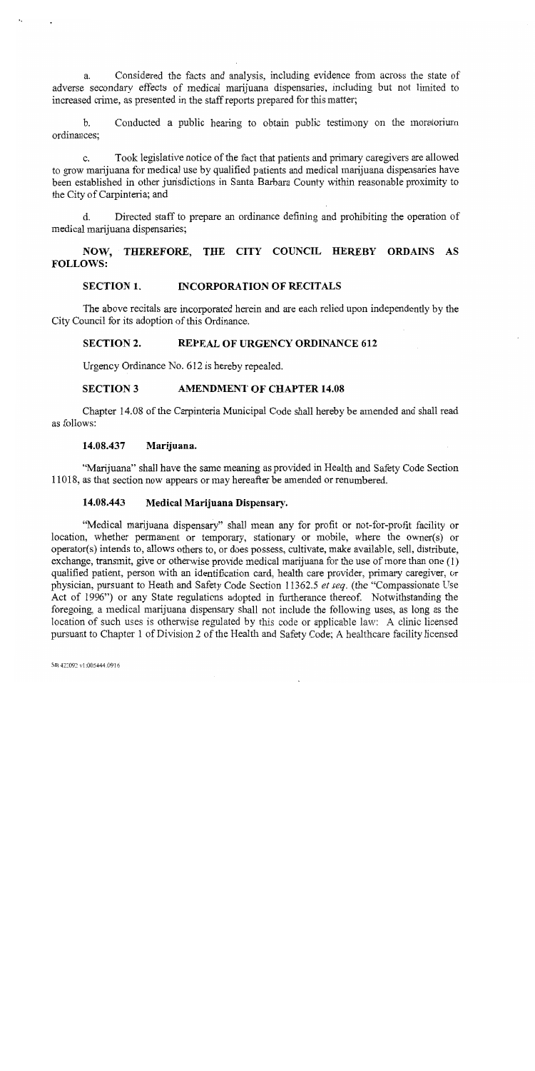a. Considered the facts and analysis, including evidence from across the state of adverse secondary effects of medical marijuana dispensaries, including but not limited to increased crime, as presented in the staff reports prepared for this matter;

b. Conducted a public hearing to obtain public testimony on the moratorium ordinances;

c. Took legislative notice of the fact that patients and primary caregivers are allowed to grow marijuana for medical use by qualified patients and medical marijuana dispensaries have been established in other jurisdictions in Santa Barbara County within reasonable proximity to the City of Carpinteria; and

d. Directed staff to prepare an ordinance defining and prohibiting the operation of medical marijuana dispensaries;

**NOW, THEREFORE, THE CITY COUNCIL HEREBY ORDAINS AS FOLLOWS:**

**SECTION 1. INCORPORATION OF RECITALS**

The above recitals are incorporated herein and are each relied upon independently by the City Council for its adoption of this Ordinance.

**SECTION 2. REPEAL OF URGENCY ORDINANCE 612**

Urgency Ordinance No. 612 is hereby repealed.

**SECTION 3 AMENDMENT OF CHAPTER 14.08**

Chapter 14.08 of the Carpinteria Municipal Code shall hereby be amended and shall read as follows:

**14.08.437 Marijuana.**

"Marijuana" shall have the same meaning as provided in Health and Safety Code Section 11018, as that section now appears or may hereafter be amended or renumbered.

**14.08.443 Medical Marijuana Dispensary.**

"Medical marijuana dispensary" shall mean any for profit or not-for-profit facility or location, whether permanent or temporary, stationary or mobile, where the owner(s) or operator(s) intends to, allows others to, or does possess, cultivate, make available, sell, distribute, exchange, transmit, give or otherwise provide medical marijuana for the use of more than one (1) qualified patient, person with an identification card, health care provider, primary caregiver, or physician, pursuant to Heath and Safety Code Section 11362.5 *et seq.* (the "Compassionate Use Act of 1996") or any State regulations adopted in furtherance thereof. Notwithstanding the foregoing, a medical marijuana dispensary shall not include the following uses, as long as the location of such uses is otherwise regulated by this code or applicable law: A clinic licensed pursuant to Chapter 1 of Division 2 of the Health and Safety Code; A healthcare facility licensed

SB 422092 v1:005444.0916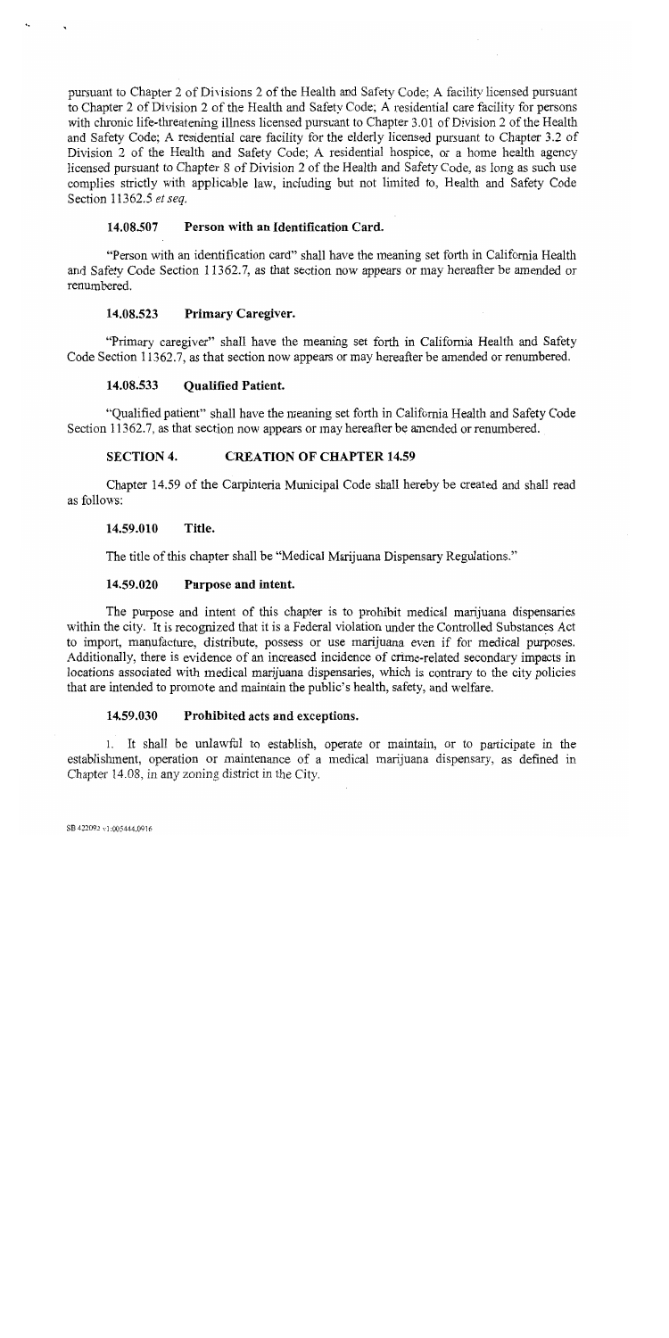pursuant to Chapter 2 of Divisions 2 of the Health and Safety Code; A facility licensed pursuant to Chapter 2 of Division 2 of the Health and Safety Code; A residential care facility for persons with chronic life-threatening illness licensed pursuant to Chapter 3.01 of Division 2 of the Health and Safety Code; A residential care facility for the elderly licensed pursuant to Chapter 3.2 of Division 2 of the Health and Safety Code; A residential hospice, or a home health agency licensed pursuant to Chapter 8 of Division 2 of the Health and Safety Code, as long as such use complies strictly with applicable law, including but not limited to, Health and Safety Code Section 11362.5 *et seq.*

**14.08.507 Person with an Identification Card.**

"Person with an identification card" shall have the meaning set forth in California Health and Safety Code Section 11362.7, as that section now appears or may hereafter be amended or renumbered.

**14.08.523 Primary Caregiver.**

"Primary caregiver" shall have the meaning set forth in California Health and Safety Code Section 11362.7, as that section now appears or may hereafter be amended or renumbered.

**14.08.533 Qualified Patient.**

"Qualified patient" shall have the meaning set forth in California Health and Safety Code Section 11362.7, as that section now appears or may hereafter be amended or renumbered.

**SECTION 4. CREATION OF CHAPTER 14.59**

Chapter 14.59 of the Carpinteria Municipal Code shall hereby be created and shall read as follows:

**14.59.010 Title.**

The title of this chapter shall be "Medical Marijuana Dispensary Regulations."

**14.59.020 Purpose and intent.**

The purpose and intent of this chapter is to prohibit medical marijuana dispensaries within the city. It is recognized that it is a Federal violation under the Controlled Substances Act to import, manufacture, distribute, possess or use marijuana even if for medical purposes. Additionally, there is evidence of an increased incidence of crime-related secondary impacts in locations associated with medical marijuana dispensaries, which is contrary to the city policies that are intended to promote and maintain the public's health, safety, and welfare.

**14.59.030 Prohibited acts and exceptions.**

1. It shall be unlawful to establish, operate or maintain, or to participate in the establishment, operation or maintenance of a medical marijuana dispensary, as defined in Chapter 14.08, in any zoning district in the City.

SB 422093 v1:005444.0916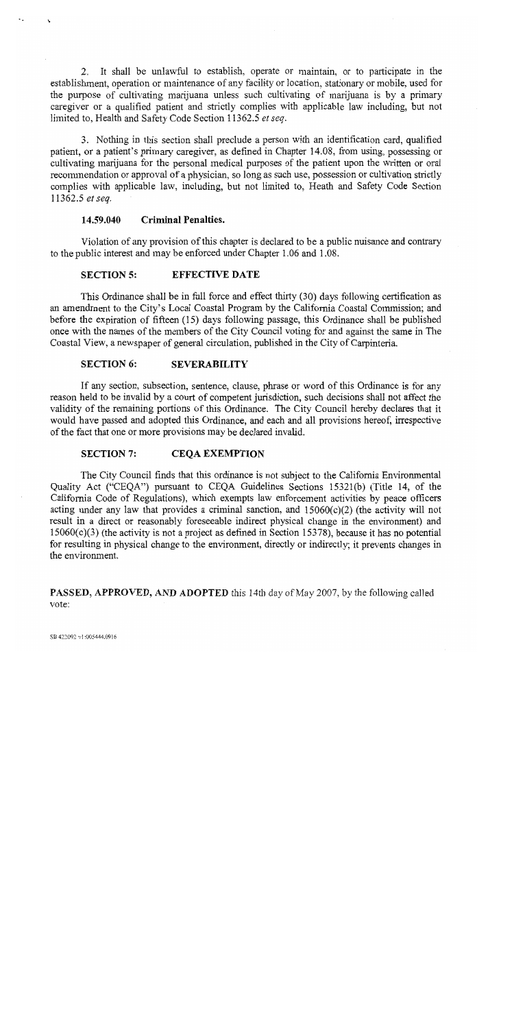2. It shall be unlawful to establish, operate or maintain, or to participate in the establishment, operation or maintenance of any facility or location, stationary or mobile, used for the purpose of cultivating marijuana unless such cultivating of marijuana is by a primary caregiver or a qualified patient and strictly complies with applicable law including, but not limited to, Health and Safety Code Section 11362.5 *et seq*.

3. Nothing in this section shall preclude a person with an identification card, qualified patient, or a patient's primary caregiver, as defined in Chapter 14.08, from using, possessing or cultivating marijuana for the personal medical purposes of the patient upon the written or oral recommendation or approval of a physician, so long as such use, possession or cultivation strictly complies with applicable law, including, but not limited to, Heath and Safety Code Section 11362.5 *et seq.*

### 14.59.040 Criminal Penalties.

Violation of any provision of this chapter is declared to be a public nuisance and contrary to the public interest and may be enforced under Chapter 1.06 and 1.08.

### SECTION 5: EFFECTIVE DATE

This Ordinance shall be in full force and effect thirty (30) days following certification as an amendment to the City's Local Coastal Program by the California Coastal Commission; and before the expiration of fifteen (15) days following passage, this Ordinance shall be published once with the names of the members of the City Council voting for and against the same in The Coastal View, a newspaper of general circulation, published in the City of Carpinteria.

### SECTION 6: SEVERABILITY

If any section, subsection, sentence, clause, phrase or word of this Ordinance is for any reason held to be invalid by a court of competent jurisdiction, such decisions shall not affect the validity of the remaining portions of this Ordinance. The City Council hereby declares that it would have passed and adopted this Ordinance, and each and all provisions hereof, irrespective of the fact that one or more provisions may be declared invalid.

### SECTION 7: CEQA EXEMPTION

The City Council finds that this ordinance is not subject to the California Environmental Quality Act ("CEQA") pursuant to CEQA Guidelines Sections 15321(b) (Title 14, of the California Code of Regulations), which exempts law enforcement activities by peace officers acting under any law that provides a criminal sanction, and 15060(c)(2) (the activity will not result in a direct or reasonably foreseeable indirect physical change in the environment) and 15060(c)(3) (the activity is not a project as defined in Section 15378), because it has no potential for resulting in physical change to the environment, directly or indirectly; it prevents changes in the environment.

**PASSED, APPROVED, AND ADOPTED** this 14th day of May 2007, by the following called vote:

SB 422092 v1:005444.0916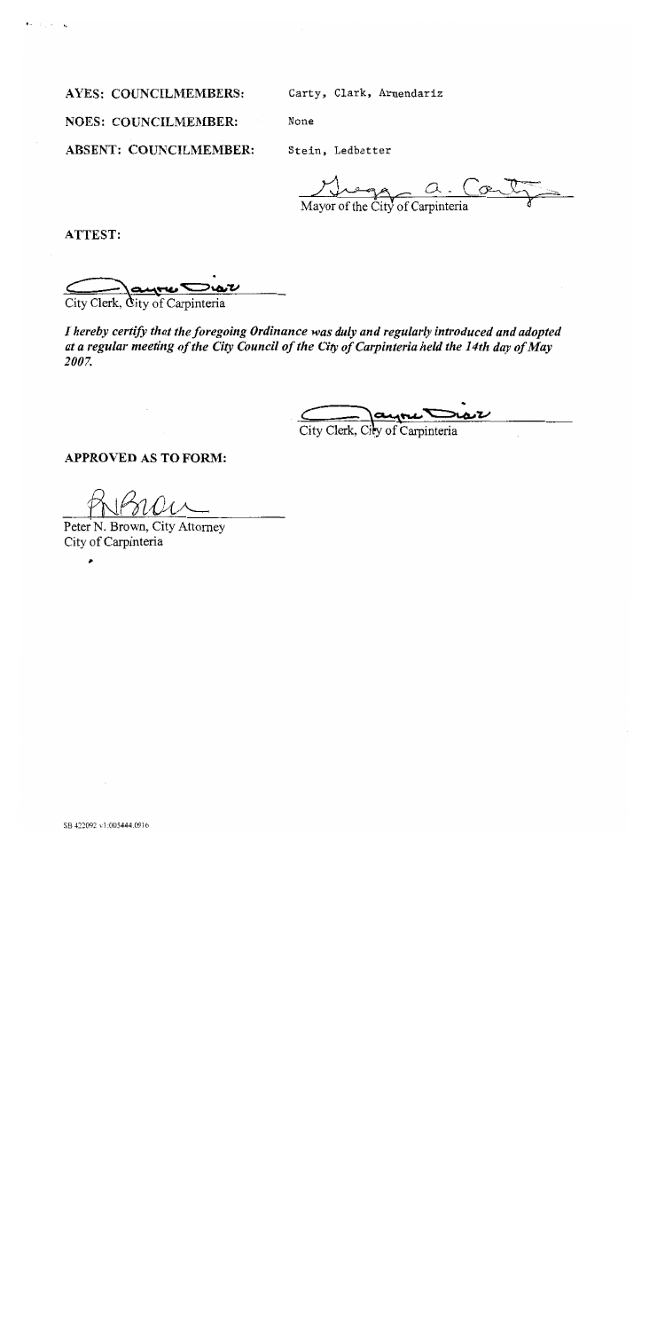**AYES: COUNCILMEMBERS:** Carty, Clark, Armendariz

**NOES: COUNCILMEMBER:** None

**ABSENT: COUNCILMEMBER:** Stein, Ledbetter

Mayor of the City of Carpinteria

**ATTEST:**

City Clerk, City of Carpinteria

***I hereby certify that the foregoing Ordinance was duly and regularly introduced and adopted at a regular meeting of the City Council of the City of Carpinteria held the 14th day of May 2007.***

City Clerk, City of Carpinteria

**APPROVED AS TO FORM:**

Peter N. Brown, City Attorney
City of Carpinteria

SB 422092 v1:005444.0916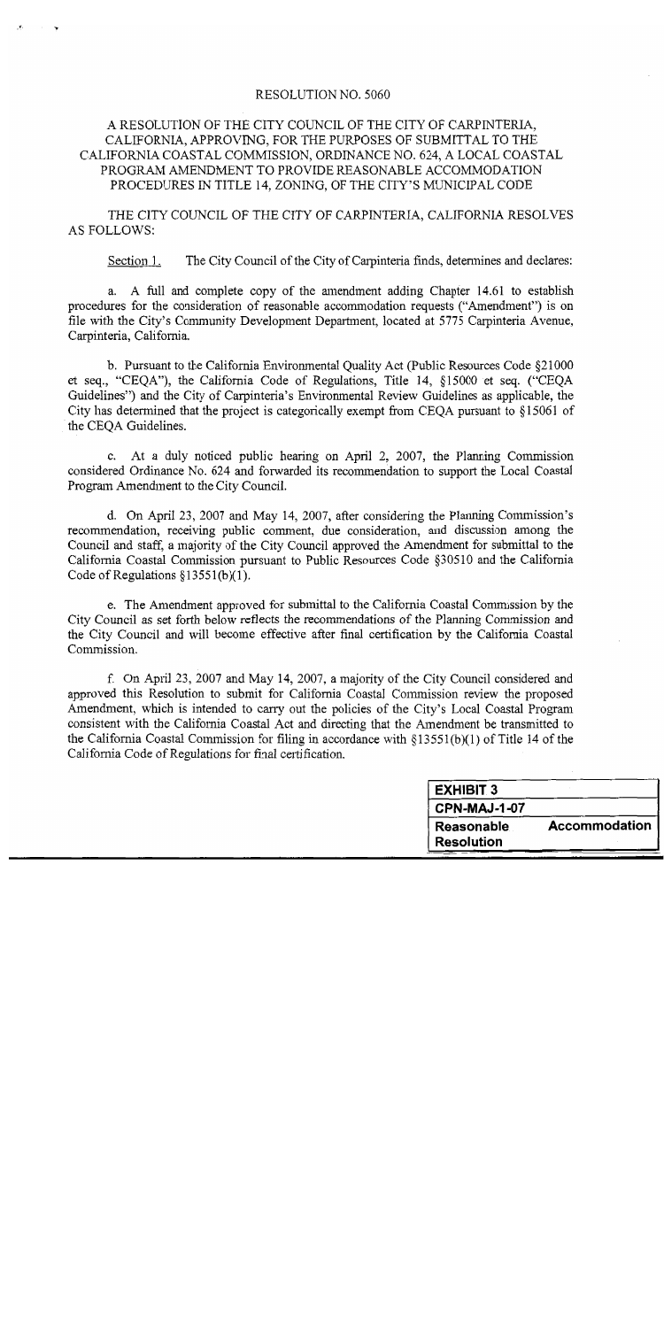RESOLUTION NO. 5060

A RESOLUTION OF THE CITY COUNCIL OF THE CITY OF CARPINTERIA, CALIFORNIA, APPROVING, FOR THE PURPOSES OF SUBMITTAL TO THE CALIFORNIA COASTAL COMMISSION, ORDINANCE NO. 624, A LOCAL COASTAL PROGRAM AMENDMENT TO PROVIDE REASONABLE ACCOMMODATION PROCEDURES IN TITLE 14, ZONING, OF THE CITY'S MUNICIPAL CODE

THE CITY COUNCIL OF THE CITY OF CARPINTERIA, CALIFORNIA RESOLVES AS FOLLOWS:

Section 1. The City Council of the City of Carpinteria finds, determines and declares:

a. A full and complete copy of the amendment adding Chapter 14.61 to establish procedures for the consideration of reasonable accommodation requests ("Amendment") is on file with the City's Community Development Department, located at 5775 Carpinteria Avenue, Carpinteria, California.

b. Pursuant to the California Environmental Quality Act (Public Resources Code §21000 et seq., "CEQA"), the California Code of Regulations, Title 14, §15000 et seq. ("CEQA Guidelines") and the City of Carpinteria's Environmental Review Guidelines as applicable, the City has determined that the project is categorically exempt from CEQA pursuant to §15061 of the CEQA Guidelines.

c. At a duly noticed public hearing on April 2, 2007, the Planning Commission considered Ordinance No. 624 and forwarded its recommendation to support the Local Coastal Program Amendment to the City Council.

d. On April 23, 2007 and May 14, 2007, after considering the Planning Commission's recommendation, receiving public comment, due consideration, and discussion among the Council and staff, a majority of the City Council approved the Amendment for submittal to the California Coastal Commission pursuant to Public Resources Code §30510 and the California Code of Regulations §13551(b)(1).

e. The Amendment approved for submittal to the California Coastal Commission by the City Council as set forth below reflects the recommendations of the Planning Commission and the City Council and will become effective after final certification by the California Coastal Commission.

f. On April 23, 2007 and May 14, 2007, a majority of the City Council considered and approved this Resolution to submit for California Coastal Commission review the proposed Amendment, which is intended to carry out the policies of the City's Local Coastal Program consistent with the California Coastal Act and directing that the Amendment be transmitted to the California Coastal Commission for filing in accordance with §13551(b)(1) of Title 14 of the California Code of Regulations for final certification.

| EXHIBIT 3 |
|---|
| CPN-MAJ-1-07 |
| Reasonable Accommodation Resolution |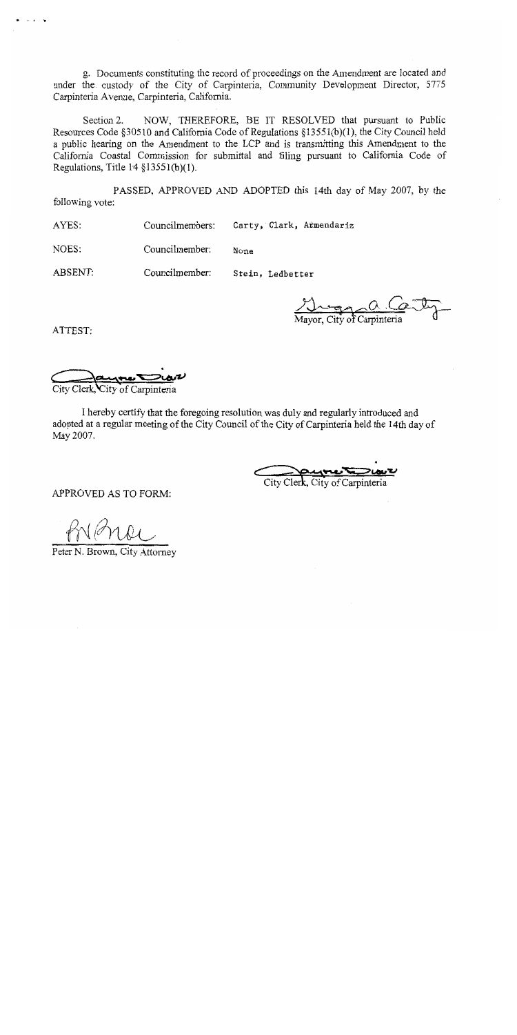g. Documents constituting the record of proceedings on the Amendment are located and under the custody of the City of Carpinteria, Community Development Director, 5775 Carpinteria Avenue, Carpinteria, California.

Section 2. NOW, THEREFORE, BE IT RESOLVED that pursuant to Public Resources Code §30510 and California Code of Regulations §13551(b)(1), the City Council held a public hearing on the Amendment to the LCP and is transmitting this Amendment to the California Coastal Commission for submittal and filing pursuant to California Code of Regulations, Title 14 §13551(b)(1).

PASSED, APPROVED AND ADOPTED this 14th day of May 2007, by the following vote:

AYES: Councilmembers: Carty, Clark, Armendariz

NOES: Councilmember: None

ABSENT: Councilmember: Stein, Ledbetter

Mayor, City of Carpinteria

ATTEST:

City Clerk, City of Carpinteria

I hereby certify that the foregoing resolution was duly and regularly introduced and adopted at a regular meeting of the City Council of the City of Carpinteria held the 14th day of May 2007.

City Clerk, City of Carpinteria

APPROVED AS TO FORM:

Peter N. Brown, City Attorney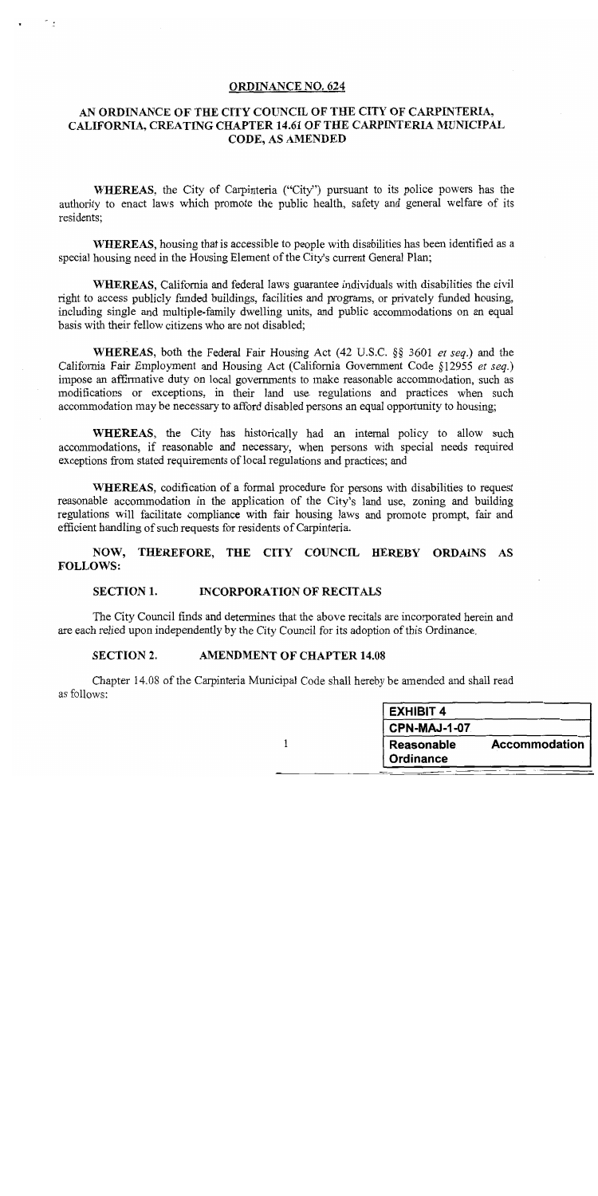# ORDINANCE NO. 624

## AN ORDINANCE OF THE CITY COUNCIL OF THE CITY OF CARPINTERIA, CALIFORNIA, CREATING CHAPTER 14.61 OF THE CARPINTERIA MUNICIPAL CODE, AS AMENDED

**WHEREAS**, the City of Carpinteria ("City") pursuant to its police powers has the authority to enact laws which promote the public health, safety and general welfare of its residents;

**WHEREAS**, housing that is accessible to people with disabilities has been identified as a special housing need in the Housing Element of the City's current General Plan;

**WHEREAS**, California and federal laws guarantee individuals with disabilities the civil right to access publicly funded buildings, facilities and programs, or privately funded housing, including single and multiple-family dwelling units, and public accommodations on an equal basis with their fellow citizens who are not disabled;

**WHEREAS**, both the Federal Fair Housing Act (42 U.S.C. §§ 3601 *et seq.*) and the California Fair Employment and Housing Act (California Government Code §12955 *et seq.*) impose an affirmative duty on local governments to make reasonable accommodation, such as modifications or exceptions, in their land use regulations and practices when such accommodation may be necessary to afford disabled persons an equal opportunity to housing;

**WHEREAS**, the City has historically had an internal policy to allow such accommodations, if reasonable and necessary, when persons with special needs required exceptions from stated requirements of local regulations and practices; and

**WHEREAS**, codification of a formal procedure for persons with disabilities to request reasonable accommodation in the application of the City's land use, zoning and building regulations will facilitate compliance with fair housing laws and promote prompt, fair and efficient handling of such requests for residents of Carpinteria.

**NOW, THEREFORE, THE CITY COUNCIL HEREBY ORDAINS AS FOLLOWS:**

### SECTION 1. INCORPORATION OF RECITALS

The City Council finds and determines that the above recitals are incorporated herein and are each relied upon independently by the City Council for its adoption of this Ordinance.

### SECTION 2. AMENDMENT OF CHAPTER 14.08

Chapter 14.08 of the Carpinteria Municipal Code shall hereby be amended and shall read as follows:

| EXHIBIT 4 |
| --- |
| CPN-MAJ-1-07 |
| Reasonable Accommodation Ordinance |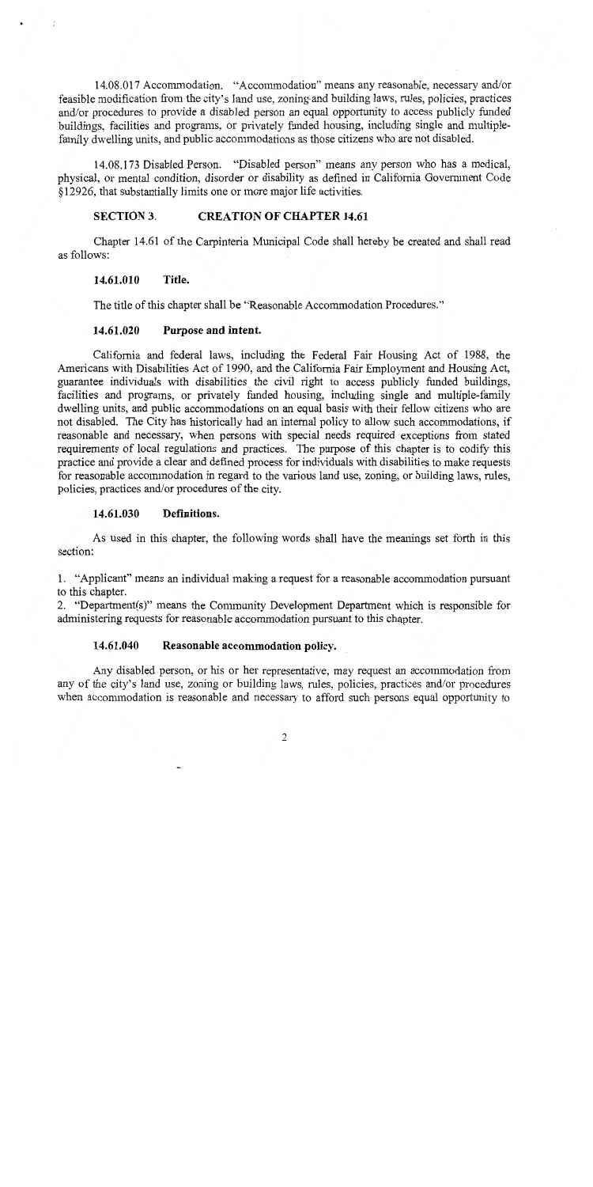14.08.017 Accommodation. "Accommodation" means any reasonable, necessary and/or feasible modification from the city's land use, zoning and building laws, rules, policies, practices and/or procedures to provide a disabled person an equal opportunity to access publicly funded buildings, facilities and programs, or privately funded housing, including single and multiple-family dwelling units, and public accommodations as those citizens who are not disabled.

14.08.173 Disabled Person. "Disabled person" means any person who has a medical, physical, or mental condition, disorder or disability as defined in California Government Code §12926, that substantially limits one or more major life activities.

## SECTION 3. CREATION OF CHAPTER 14.61

Chapter 14.61 of the Carpinteria Municipal Code shall hereby be created and shall read as follows:

### 14.61.010 Title.

The title of this chapter shall be "Reasonable Accommodation Procedures."

### 14.61.020 Purpose and intent.

California and federal laws, including the Federal Fair Housing Act of 1988, the Americans with Disabilities Act of 1990, and the California Fair Employment and Housing Act, guarantee individuals with disabilities the civil right to access publicly funded buildings, facilities and programs, or privately funded housing, including single and multiple-family dwelling units, and public accommodations on an equal basis with their fellow citizens who are not disabled. The City has historically had an internal policy to allow such accommodations, if reasonable and necessary, when persons with special needs required exceptions from stated requirements of local regulations and practices. The purpose of this chapter is to codify this practice and provide a clear and defined process for individuals with disabilities to make requests for reasonable accommodation in regard to the various land use, zoning, or building laws, rules, policies, practices and/or procedures of the city.

### 14.61.030 Definitions.

As used in this chapter, the following words shall have the meanings set forth in this section:

1. "Applicant" means an individual making a request for a reasonable accommodation pursuant to this chapter.
2. "Department(s)" means the Community Development Department which is responsible for administering requests for reasonable accommodation pursuant to this chapter.

### 14.61.040 Reasonable accommodation policy.

Any disabled person, or his or her representative, may request an accommodation from any of the city's land use, zoning or building laws, rules, policies, practices and/or procedures when accommodation is reasonable and necessary to afford such persons equal opportunity to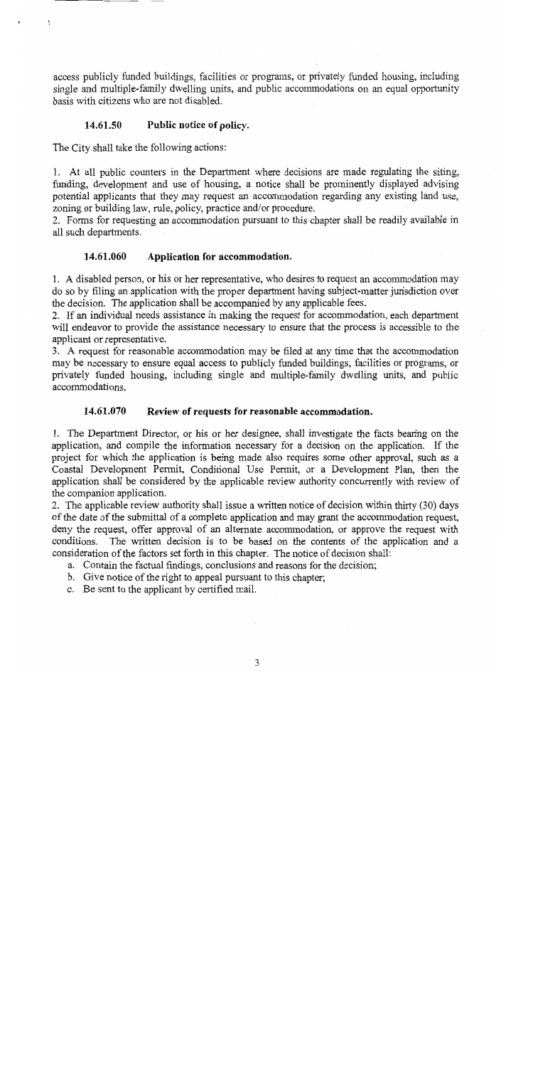access publicly funded buildings, facilities or programs, or privately funded housing, including single and multiple-family dwelling units, and public accommodations on an equal opportunity basis with citizens who are not disabled.

### 14.61.50 Public notice of policy.

The City shall take the following actions:

1. At all public counters in the Department where decisions are made regulating the siting, funding, development and use of housing, a notice shall be prominently displayed advising potential applicants that they may request an accommodation regarding any existing land use, zoning or building law, rule, policy, practice and/or procedure.
2. Forms for requesting an accommodation pursuant to this chapter shall be readily available in all such departments.

### 14.61.060 Application for accommodation.

1. A disabled person, or his or her representative, who desires to request an accommodation may do so by filing an application with the proper department having subject-matter jurisdiction over the decision. The application shall be accompanied by any applicable fees.
2. If an individual needs assistance in making the request for accommodation, each department will endeavor to provide the assistance necessary to ensure that the process is accessible to the applicant or representative.
3. A request for reasonable accommodation may be filed at any time that the accommodation may be necessary to ensure equal access to publicly funded buildings, facilities or programs, or privately funded housing, including single and multiple-family dwelling units, and public accommodations.

### 14.61.070 Review of requests for reasonable accommodation.

1. The Department Director, or his or her designee, shall investigate the facts bearing on the application, and compile the information necessary for a decision on the application. If the project for which the application is being made also requires some other approval, such as a Coastal Development Permit, Conditional Use Permit, or a Development Plan, then the application shall be considered by the applicable review authority concurrently with review of the companion application.
2. The applicable review authority shall issue a written notice of decision within thirty (30) days of the date of the submittal of a complete application and may grant the accommodation request, deny the request, offer approval of an alternate accommodation, or approve the request with conditions. The written decision is to be based on the contents of the application and a consideration of the factors set forth in this chapter. The notice of decision shall:
   a. Contain the factual findings, conclusions and reasons for the decision;
   b. Give notice of the right to appeal pursuant to this chapter;
   c. Be sent to the applicant by certified mail.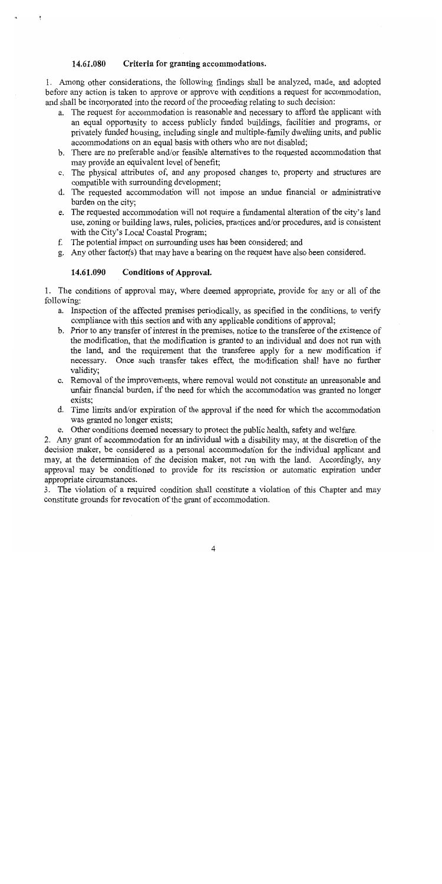### 14.61.080 Criteria for granting accommodations.

1. Among other considerations, the following findings shall be analyzed, made, and adopted before any action is taken to approve or approve with conditions a request for accommodation, and shall be incorporated into the record of the proceeding relating to such decision:
   a. The request for accommodation is reasonable and necessary to afford the applicant with an equal opportunity to access publicly funded buildings, facilities and programs, or privately funded housing, including single and multiple-family dwelling units, and public accommodations on an equal basis with others who are not disabled;
   b. There are no preferable and/or feasible alternatives to the requested accommodation that may provide an equivalent level of benefit;
   c. The physical attributes of, and any proposed changes to, property and structures are compatible with surrounding development;
   d. The requested accommodation will not impose an undue financial or administrative burden on the city;
   e. The requested accommodation will not require a fundamental alteration of the city's land use, zoning or building laws, rules, policies, practices and/or procedures, and is consistent with the City's Local Coastal Program;
   f. The potential impact on surrounding uses has been considered; and
   g. Any other factor(s) that may have a bearing on the request have also been considered.

### 14.61.090 Conditions of Approval.

1. The conditions of approval may, where deemed appropriate, provide for any or all of the following:
   a. Inspection of the affected premises periodically, as specified in the conditions, to verify compliance with this section and with any applicable conditions of approval;
   b. Prior to any transfer of interest in the premises, notice to the transferee of the existence of the modification, that the modification is granted to an individual and does not run with the land, and the requirement that the transferee apply for a new modification if necessary. Once such transfer takes effect, the modification shall have no further validity;
   c. Removal of the improvements, where removal would not constitute an unreasonable and unfair financial burden, if the need for which the accommodation was granted no longer exists;
   d. Time limits and/or expiration of the approval if the need for which the accommodation was granted no longer exists;
   e. Other conditions deemed necessary to protect the public health, safety and welfare.
2. Any grant of accommodation for an individual with a disability may, at the discretion of the decision maker, be considered as a personal accommodation for the individual applicant and may, at the determination of the decision maker, not run with the land. Accordingly, any approval may be conditioned to provide for its rescission or automatic expiration under appropriate circumstances.
3. The violation of a required condition shall constitute a violation of this Chapter and may constitute grounds for revocation of the grant of accommodation.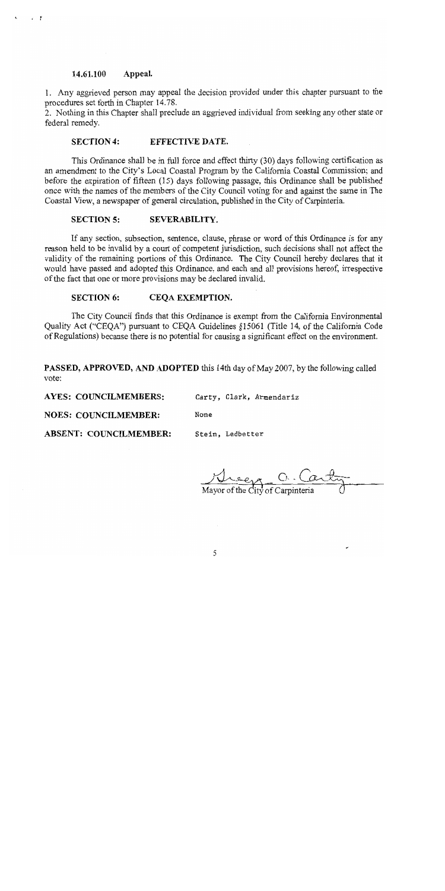### 14.61.100 Appeal.

1. Any aggrieved person may appeal the decision provided under this chapter pursuant to the procedures set forth in Chapter 14.78.
2. Nothing in this Chapter shall preclude an aggrieved individual from seeking any other state or federal remedy.

#### SECTION 4: EFFECTIVE DATE.

This Ordinance shall be in full force and effect thirty (30) days following certification as an amendment to the City's Local Coastal Program by the California Coastal Commission; and before the expiration of fifteen (15) days following passage, this Ordinance shall be published once with the names of the members of the City Council voting for and against the same in The Coastal View, a newspaper of general circulation, published in the City of Carpinteria.

#### SECTION 5: SEVERABILITY.

If any section, subsection, sentence, clause, phrase or word of this Ordinance is for any reason held to be invalid by a court of competent jurisdiction, such decisions shall not affect the validity of the remaining portions of this Ordinance. The City Council hereby declares that it would have passed and adopted this Ordinance. and each and all provisions hereof, irrespective of the fact that one or more provisions may be declared invalid.

#### SECTION 6: CEQA EXEMPTION.

The City Council finds that this Ordinance is exempt from the California Environmental Quality Act ("CEQA") pursuant to CEQA Guidelines §15061 (Title 14, of the California Code of Regulations) because there is no potential for causing a significant effect on the environment.

**PASSED, APPROVED, AND ADOPTED** this 14th day of May 2007, by the following called vote:

**AYES: COUNCILMEMBERS:** Carty, Clark, Armendariz

**NOES: COUNCILMEMBER:** None

**ABSENT: COUNCILMEMBER:** Stein, Ledbetter

Gregg A. Carty
Mayor of the City of Carpinteria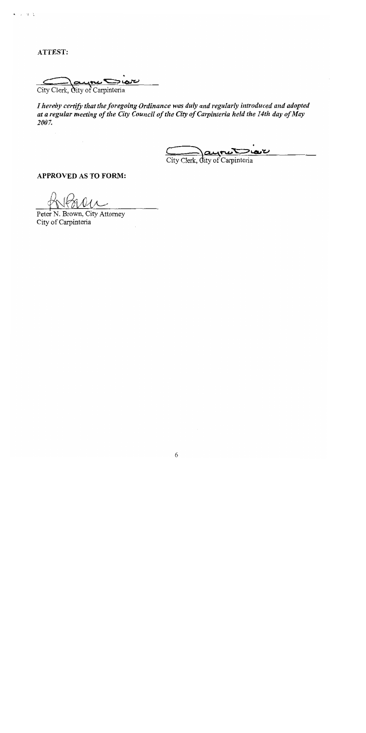**ATTEST:**

City Clerk, City of Carpinteria

*I hereby certify that the foregoing Ordinance was duly and regularly introduced and adopted at a regular meeting of the City Council of the City of Carpinteria held the 14th day of May 2007.*

City Clerk, City of Carpinteria

**APPROVED AS TO FORM:**

Peter N. Brown, City Attorney
City of Carpinteria